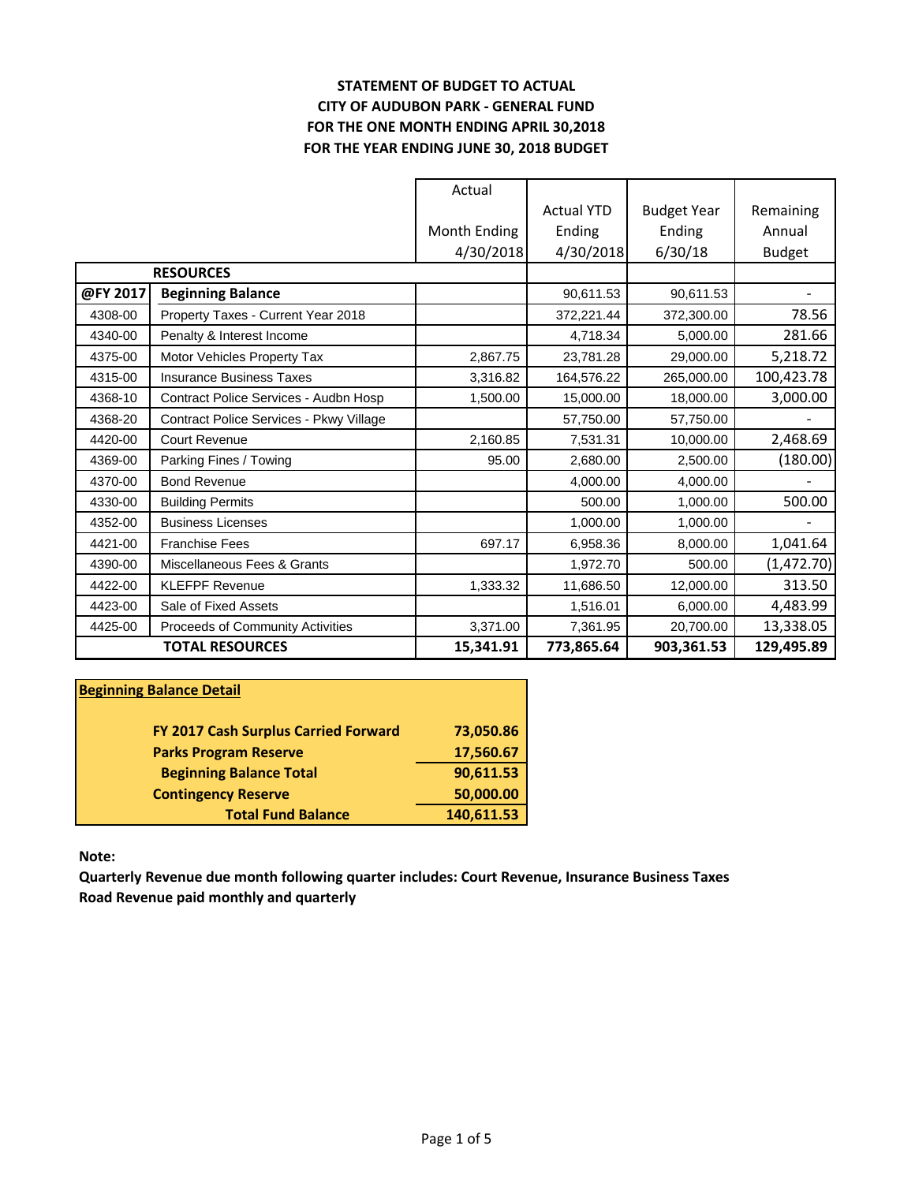**STATEMENT OF BUDGET TO ACTUAL**
**CITY OF AUDUBON PARK - GENERAL FUND**
**FOR THE ONE MONTH ENDING APRIL 30,2018**
**FOR THE YEAR ENDING JUNE 30, 2018 BUDGET**

| | | Actual Month Ending 4/30/2018 | Actual YTD Ending 4/30/2018 | Budget Year Ending 6/30/18 | Remaining Annual Budget |
|---|---|---|---|---|---|
| | **RESOURCES** | | | | |
| **@FY 2017** | **Beginning Balance** | | 90,611.53 | 90,611.53 | - |
| 4308-00 | Property Taxes - Current Year 2018 | | 372,221.44 | 372,300.00 | 78.56 |
| 4340-00 | Penalty & Interest Income | | 4,718.34 | 5,000.00 | 281.66 |
| 4375-00 | Motor Vehicles Property Tax | 2,867.75 | 23,781.28 | 29,000.00 | 5,218.72 |
| 4315-00 | Insurance Business Taxes | 3,316.82 | 164,576.22 | 265,000.00 | 100,423.78 |
| 4368-10 | Contract Police Services - Audbn Hosp | 1,500.00 | 15,000.00 | 18,000.00 | 3,000.00 |
| 4368-20 | Contract Police Services - Pkwy Village | | 57,750.00 | 57,750.00 | - |
| 4420-00 | Court Revenue | 2,160.85 | 7,531.31 | 10,000.00 | 2,468.69 |
| 4369-00 | Parking Fines / Towing | 95.00 | 2,680.00 | 2,500.00 | (180.00) |
| 4370-00 | Bond Revenue | | 4,000.00 | 4,000.00 | - |
| 4330-00 | Building Permits | | 500.00 | 1,000.00 | 500.00 |
| 4352-00 | Business Licenses | | 1,000.00 | 1,000.00 | - |
| 4421-00 | Franchise Fees | 697.17 | 6,958.36 | 8,000.00 | 1,041.64 |
| 4390-00 | Miscellaneous Fees & Grants | | 1,972.70 | 500.00 | (1,472.70) |
| 4422-00 | KLEFPF Revenue | 1,333.32 | 11,686.50 | 12,000.00 | 313.50 |
| 4423-00 | Sale of Fixed Assets | | 1,516.01 | 6,000.00 | 4,483.99 |
| 4425-00 | Proceeds of Community Activities | 3,371.00 | 7,361.95 | 20,700.00 | 13,338.05 |
| | **TOTAL RESOURCES** | **15,341.91** | **773,865.64** | **903,361.53** | **129,495.89** |

| **Beginning Balance Detail** | |
|---|---|
| **FY 2017 Cash Surplus Carried Forward** | **73,050.86** |
| **Parks Program Reserve** | **17,560.67** |
| **Beginning Balance Total** | **90,611.53** |
| **Contingency Reserve** | **50,000.00** |
| **Total Fund Balance** | **140,611.53** |

**Note:**

**Quarterly Revenue due month following quarter includes: Court Revenue, Insurance Business Taxes**
**Road Revenue paid monthly and quarterly**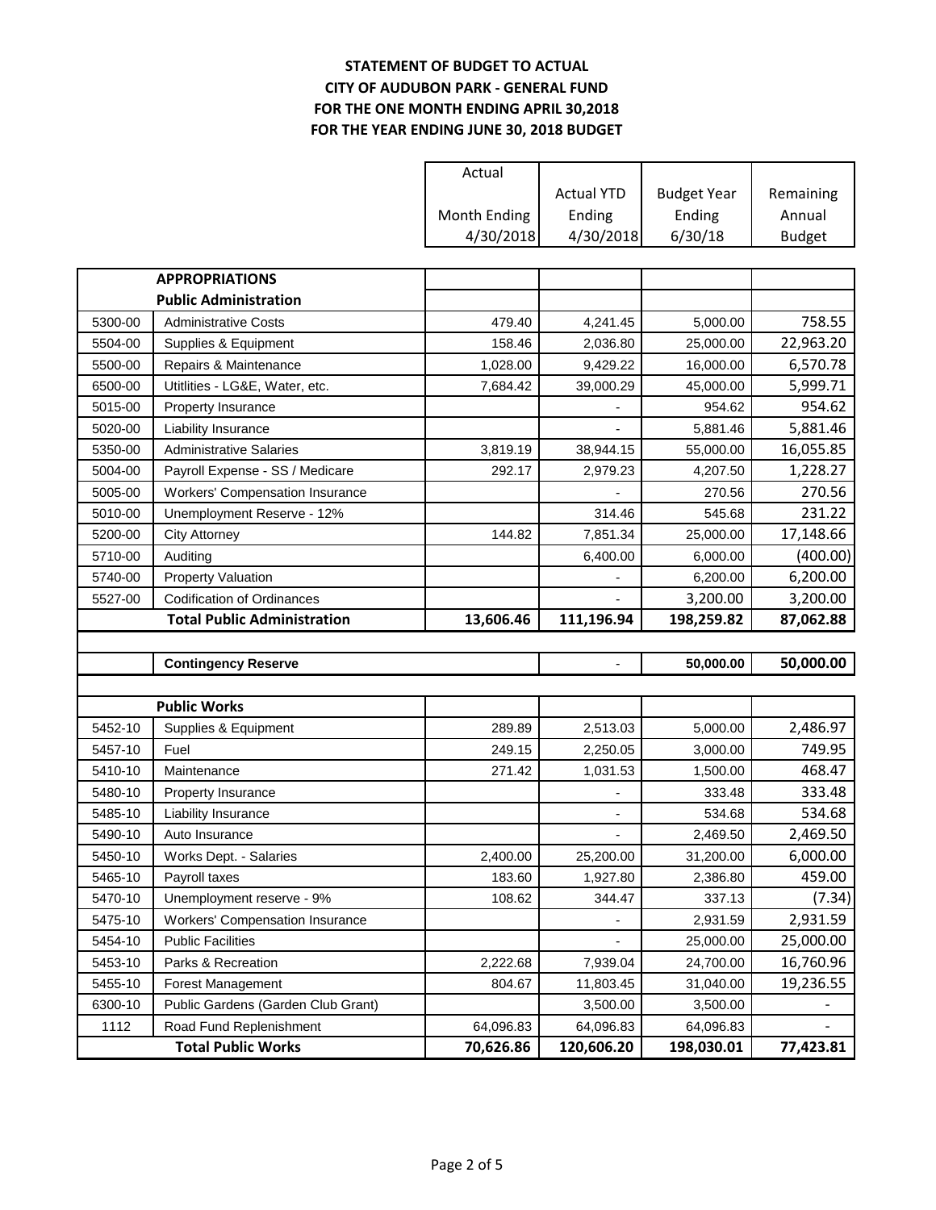# STATEMENT OF BUDGET TO ACTUAL
## CITY OF AUDUBON PARK - GENERAL FUND
### FOR THE ONE MONTH ENDING APRIL 30,2018
### FOR THE YEAR ENDING JUNE 30, 2018 BUDGET

| | | Actual Month Ending 4/30/2018 | Actual YTD Ending 4/30/2018 | Budget Year Ending 6/30/18 | Remaining Annual Budget |
|---|---|---|---|---|---|
| | **APPROPRIATIONS** | | | | |
| | **Public Administration** | | | | |
| 5300-00 | Administrative Costs | 479.40 | 4,241.45 | 5,000.00 | 758.55 |
| 5504-00 | Supplies & Equipment | 158.46 | 2,036.80 | 25,000.00 | 22,963.20 |
| 5500-00 | Repairs & Maintenance | 1,028.00 | 9,429.22 | 16,000.00 | 6,570.78 |
| 6500-00 | Utitlities - LG&E, Water, etc. | 7,684.42 | 39,000.29 | 45,000.00 | 5,999.71 |
| 5015-00 | Property Insurance | | - | 954.62 | 954.62 |
| 5020-00 | Liability Insurance | | - | 5,881.46 | 5,881.46 |
| 5350-00 | Administrative Salaries | 3,819.19 | 38,944.15 | 55,000.00 | 16,055.85 |
| 5004-00 | Payroll Expense - SS / Medicare | 292.17 | 2,979.23 | 4,207.50 | 1,228.27 |
| 5005-00 | Workers' Compensation Insurance | | - | 270.56 | 270.56 |
| 5010-00 | Unemployment Reserve - 12% | | 314.46 | 545.68 | 231.22 |
| 5200-00 | City Attorney | 144.82 | 7,851.34 | 25,000.00 | 17,148.66 |
| 5710-00 | Auditing | | 6,400.00 | 6,000.00 | (400.00) |
| 5740-00 | Property Valuation | | - | 6,200.00 | 6,200.00 |
| 5527-00 | Codification of Ordinances | | - | 3,200.00 | 3,200.00 |
| | **Total Public Administration** | **13,606.46** | **111,196.94** | **198,259.82** | **87,062.88** |
| | | | | | |
| | **Contingency Reserve** | | - | **50,000.00** | **50,000.00** |
| | | | | | |
| | **Public Works** | | | | |
| 5452-10 | Supplies & Equipment | 289.89 | 2,513.03 | 5,000.00 | 2,486.97 |
| 5457-10 | Fuel | 249.15 | 2,250.05 | 3,000.00 | 749.95 |
| 5410-10 | Maintenance | 271.42 | 1,031.53 | 1,500.00 | 468.47 |
| 5480-10 | Property Insurance | | - | 333.48 | 333.48 |
| 5485-10 | Liability Insurance | | - | 534.68 | 534.68 |
| 5490-10 | Auto Insurance | | - | 2,469.50 | 2,469.50 |
| 5450-10 | Works Dept. - Salaries | 2,400.00 | 25,200.00 | 31,200.00 | 6,000.00 |
| 5465-10 | Payroll taxes | 183.60 | 1,927.80 | 2,386.80 | 459.00 |
| 5470-10 | Unemployment reserve - 9% | 108.62 | 344.47 | 337.13 | (7.34) |
| 5475-10 | Workers' Compensation Insurance | | - | 2,931.59 | 2,931.59 |
| 5454-10 | Public Facilities | | - | 25,000.00 | 25,000.00 |
| 5453-10 | Parks & Recreation | 2,222.68 | 7,939.04 | 24,700.00 | 16,760.96 |
| 5455-10 | Forest Management | 804.67 | 11,803.45 | 31,040.00 | 19,236.55 |
| 6300-10 | Public Gardens (Garden Club Grant) | | 3,500.00 | 3,500.00 | - |
| 1112 | Road Fund Replenishment | 64,096.83 | 64,096.83 | 64,096.83 | - |
| | **Total Public Works** | **70,626.86** | **120,606.20** | **198,030.01** | **77,423.81** |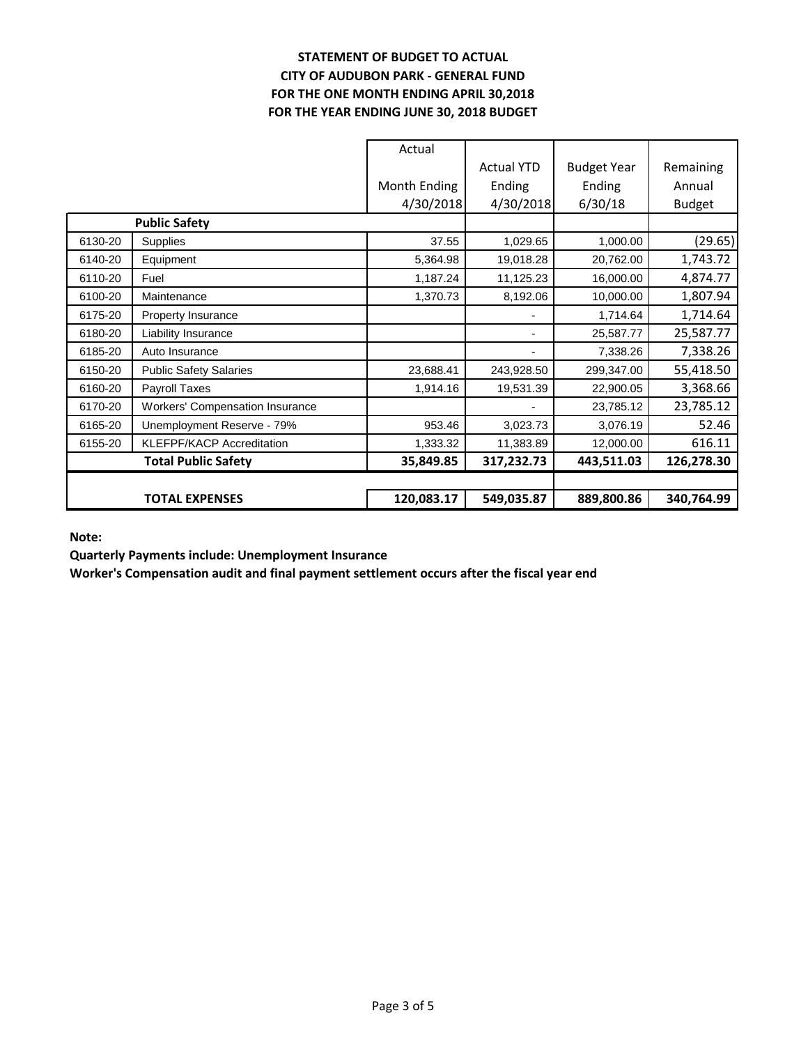**STATEMENT OF BUDGET TO ACTUAL**
**CITY OF AUDUBON PARK - GENERAL FUND**
**FOR THE ONE MONTH ENDING APRIL 30,2018**
**FOR THE YEAR ENDING JUNE 30, 2018 BUDGET**

| | | Actual Month Ending 4/30/2018 | Actual YTD Ending 4/30/2018 | Budget Year Ending 6/30/18 | Remaining Annual Budget |
|---|---|---|---|---|---|
| | **Public Safety** | | | | |
| 6130-20 | Supplies | 37.55 | 1,029.65 | 1,000.00 | (29.65) |
| 6140-20 | Equipment | 5,364.98 | 19,018.28 | 20,762.00 | 1,743.72 |
| 6110-20 | Fuel | 1,187.24 | 11,125.23 | 16,000.00 | 4,874.77 |
| 6100-20 | Maintenance | 1,370.73 | 8,192.06 | 10,000.00 | 1,807.94 |
| 6175-20 | Property Insurance | | - | 1,714.64 | 1,714.64 |
| 6180-20 | Liability Insurance | | - | 25,587.77 | 25,587.77 |
| 6185-20 | Auto Insurance | | - | 7,338.26 | 7,338.26 |
| 6150-20 | Public Safety Salaries | 23,688.41 | 243,928.50 | 299,347.00 | 55,418.50 |
| 6160-20 | Payroll Taxes | 1,914.16 | 19,531.39 | 22,900.05 | 3,368.66 |
| 6170-20 | Workers' Compensation Insurance | | - | 23,785.12 | 23,785.12 |
| 6165-20 | Unemployment Reserve - 79% | 953.46 | 3,023.73 | 3,076.19 | 52.46 |
| 6155-20 | KLEFPF/KACP Accreditation | 1,333.32 | 11,383.89 | 12,000.00 | 616.11 |
| | **Total Public Safety** | **35,849.85** | **317,232.73** | **443,511.03** | **126,278.30** |
| | | | | | |
| | **TOTAL EXPENSES** | **120,083.17** | **549,035.87** | **889,800.86** | **340,764.99** |

**Note:**

**Quarterly Payments include: Unemployment Insurance**

**Worker's Compensation audit and final payment settlement occurs after the fiscal year end**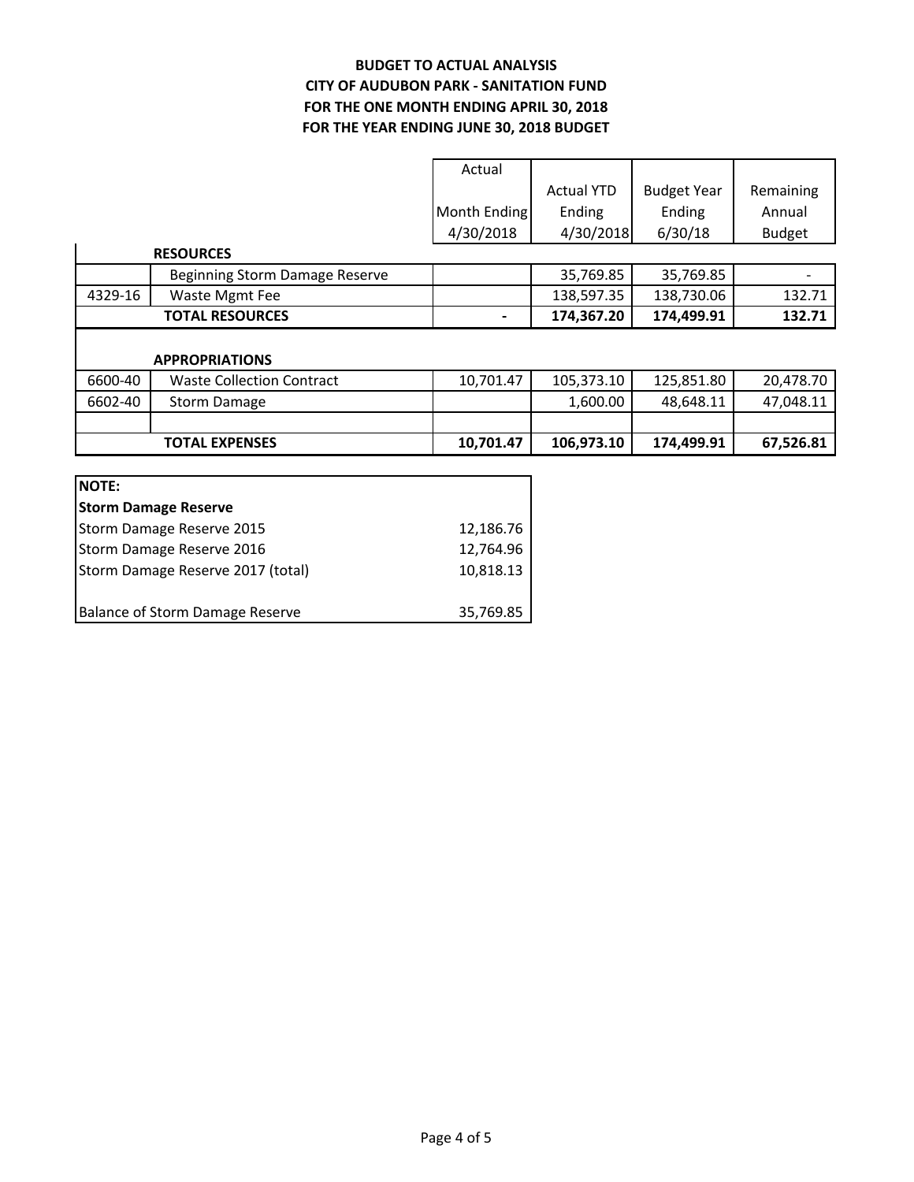**BUDGET TO ACTUAL ANALYSIS**
**CITY OF AUDUBON PARK - SANITATION FUND**
**FOR THE ONE MONTH ENDING APRIL 30, 2018**
**FOR THE YEAR ENDING JUNE 30, 2018 BUDGET**

| | | Actual Month Ending 4/30/2018 | Actual YTD Ending 4/30/2018 | Budget Year Ending 6/30/18 | Remaining Annual Budget |
|---|---|---|---|---|---|
| | **RESOURCES** | | | | |
| | Beginning Storm Damage Reserve | | 35,769.85 | 35,769.85 | - |
| 4329-16 | Waste Mgmt Fee | | 138,597.35 | 138,730.06 | 132.71 |
| | **TOTAL RESOURCES** | **-** | **174,367.20** | **174,499.91** | **132.71** |
| | **APPROPRIATIONS** | | | | |
| 6600-40 | Waste Collection Contract | 10,701.47 | 105,373.10 | 125,851.80 | 20,478.70 |
| 6602-40 | Storm Damage | | 1,600.00 | 48,648.11 | 47,048.11 |
| | **TOTAL EXPENSES** | **10,701.47** | **106,973.10** | **174,499.91** | **67,526.81** |

| **NOTE:** | |
|---|---|
| **Storm Damage Reserve** | |
| Storm Damage Reserve 2015 | 12,186.76 |
| Storm Damage Reserve 2016 | 12,764.96 |
| Storm Damage Reserve 2017 (total) | 10,818.13 |
| Balance of Storm Damage Reserve | 35,769.85 |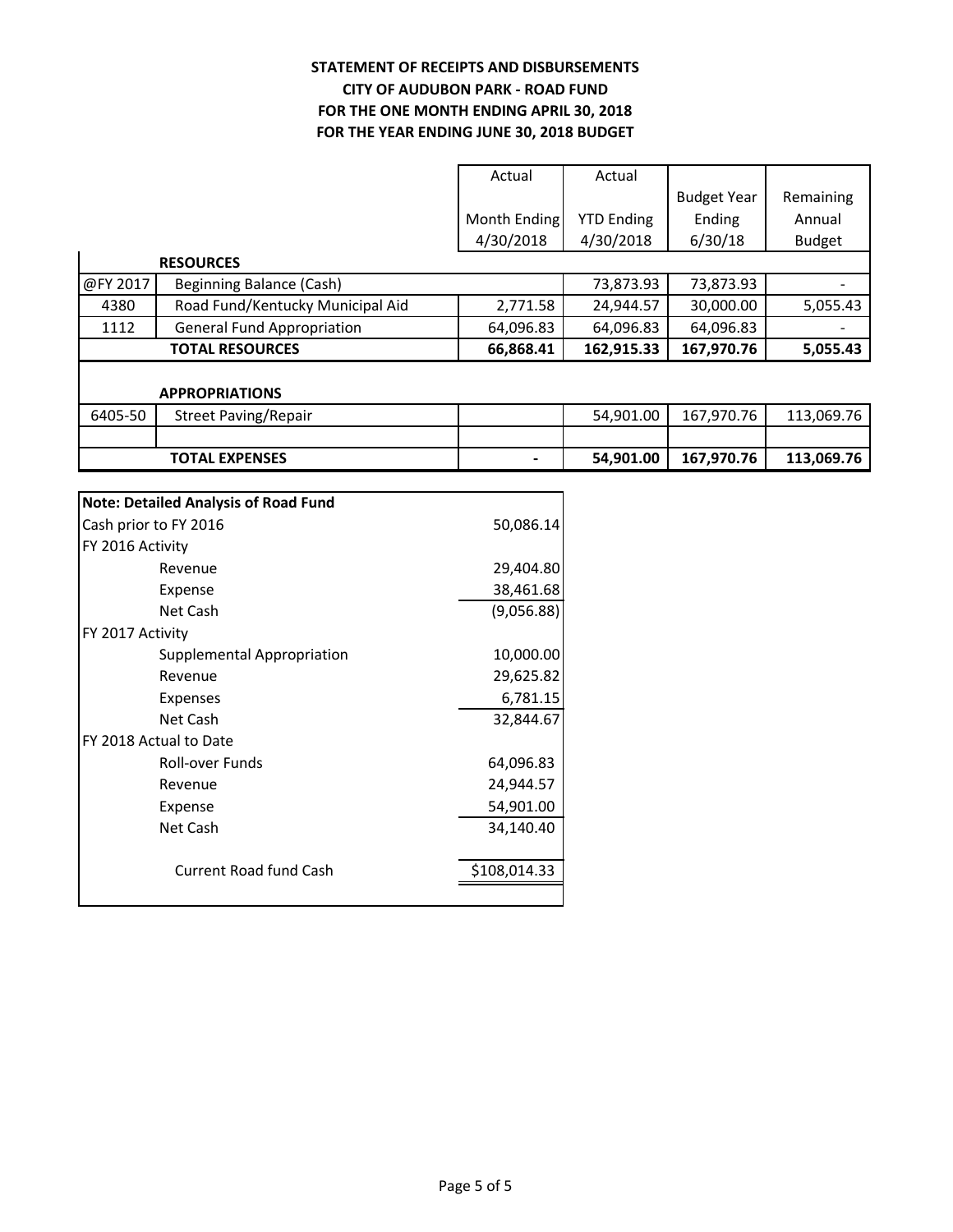**STATEMENT OF RECEIPTS AND DISBURSEMENTS**
**CITY OF AUDUBON PARK - ROAD FUND**
**FOR THE ONE MONTH ENDING APRIL 30, 2018**
**FOR THE YEAR ENDING JUNE 30, 2018 BUDGET**

| | | Actual Month Ending 4/30/2018 | Actual YTD Ending 4/30/2018 | Budget Year Ending 6/30/18 | Remaining Annual Budget |
|---|---|---|---|---|---|
| | **RESOURCES** | | | | |
| @FY 2017 | Beginning Balance (Cash) | | 73,873.93 | 73,873.93 | - |
| 4380 | Road Fund/Kentucky Municipal Aid | 2,771.58 | 24,944.57 | 30,000.00 | 5,055.43 |
| 1112 | General Fund Appropriation | 64,096.83 | 64,096.83 | 64,096.83 | - |
| | **TOTAL RESOURCES** | **66,868.41** | **162,915.33** | **167,970.76** | **5,055.43** |
| | **APPROPRIATIONS** | | | | |
| 6405-50 | Street Paving/Repair | | 54,901.00 | 167,970.76 | 113,069.76 |
| | | | | | |
| | **TOTAL EXPENSES** | **-** | **54,901.00** | **167,970.76** | **113,069.76** |

| **Note: Detailed Analysis of Road Fund** | |
|---|---|
| Cash prior to FY 2016 | 50,086.14 |
| FY 2016 Activity | |
| Revenue | 29,404.80 |
| Expense | 38,461.68 |
| Net Cash | (9,056.88) |
| FY 2017 Activity | |
| Supplemental Appropriation | 10,000.00 |
| Revenue | 29,625.82 |
| Expenses | 6,781.15 |
| Net Cash | 32,844.67 |
| FY 2018 Actual to Date | |
| Roll-over Funds | 64,096.83 |
| Revenue | 24,944.57 |
| Expense | 54,901.00 |
| Net Cash | 34,140.40 |
| Current Road fund Cash | $108,014.33 |